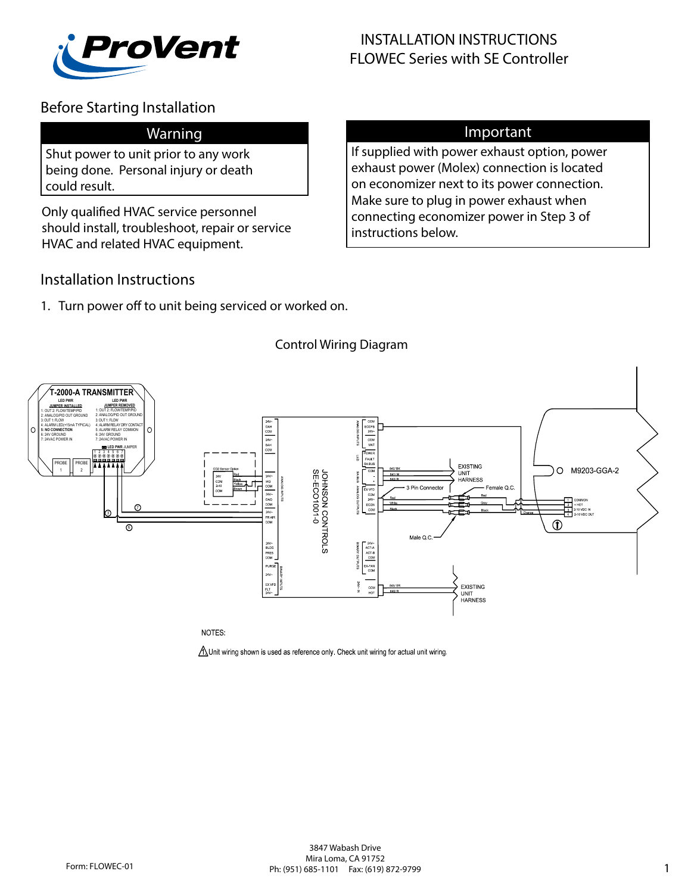# INSTALLATION INSTRUCTIONS
# FLOWEC Series with SE Controller

## Before Starting Installation

**Warning**

Shut power to unit prior to any work being done. Personal injury or death could result.

Only qualified HVAC service personnel should install, troubleshoot, repair or service HVAC and related HVAC equipment.

**Important**

If supplied with power exhaust option, power exhaust power (Molex) connection is located on economizer next to its power connection. Make sure to plug in power exhaust when connecting economizer power in Step 3 of instructions below.

## Installation Instructions

1. Turn power off to unit being serviced or worked on.

Control Wiring Diagram

NOTES:

⚠ Unit wiring shown is used as reference only. Check unit wiring for actual unit wiring.

Form: FLOWEC-01

3847 Wabash Drive
Mira Loma, CA 91752
Ph: (951) 685-1101    Fax: (619) 872-9799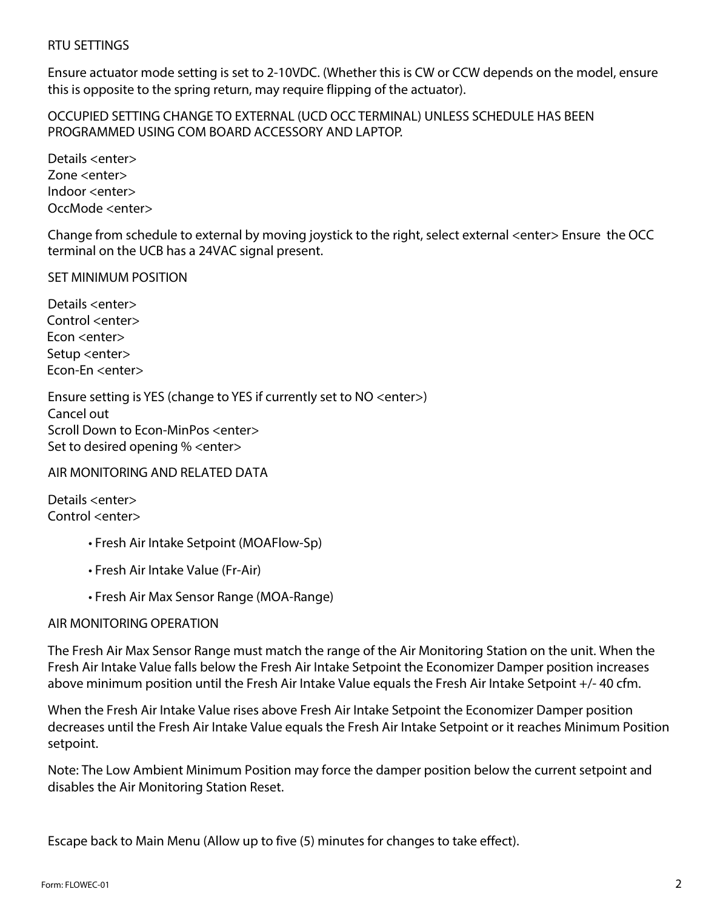## RTU SETTINGS

Ensure actuator mode setting is set to 2-10VDC. (Whether this is CW or CCW depends on the model, ensure this is opposite to the spring return, may require flipping of the actuator).

OCCUPIED SETTING CHANGE TO EXTERNAL (UCD OCC TERMINAL) UNLESS SCHEDULE HAS BEEN PROGRAMMED USING COM BOARD ACCESSORY AND LAPTOP.

Details <enter>  
Zone <enter>  
Indoor <enter>  
OccMode <enter>

Change from schedule to external by moving joystick to the right, select external <enter> Ensure the OCC terminal on the UCB has a 24VAC signal present.

## SET MINIMUM POSITION

Details <enter>  
Control <enter>  
Econ <enter>  
Setup <enter>  
Econ-En <enter>

Ensure setting is YES (change to YES if currently set to NO <enter>)  
Cancel out  
Scroll Down to Econ-MinPos <enter>  
Set to desired opening % <enter>

## AIR MONITORING AND RELATED DATA

Details <enter>  
Control <enter>

- Fresh Air Intake Setpoint (MOAFlow-Sp)
- Fresh Air Intake Value (Fr-Air)
- Fresh Air Max Sensor Range (MOA-Range)

## AIR MONITORING OPERATION

The Fresh Air Max Sensor Range must match the range of the Air Monitoring Station on the unit. When the Fresh Air Intake Value falls below the Fresh Air Intake Setpoint the Economizer Damper position increases above minimum position until the Fresh Air Intake Value equals the Fresh Air Intake Setpoint +/- 40 cfm.

When the Fresh Air Intake Value rises above Fresh Air Intake Setpoint the Economizer Damper position decreases until the Fresh Air Intake Value equals the Fresh Air Intake Setpoint or it reaches Minimum Position setpoint.

Note: The Low Ambient Minimum Position may force the damper position below the current setpoint and disables the Air Monitoring Station Reset.

Escape back to Main Menu (Allow up to five (5) minutes for changes to take effect).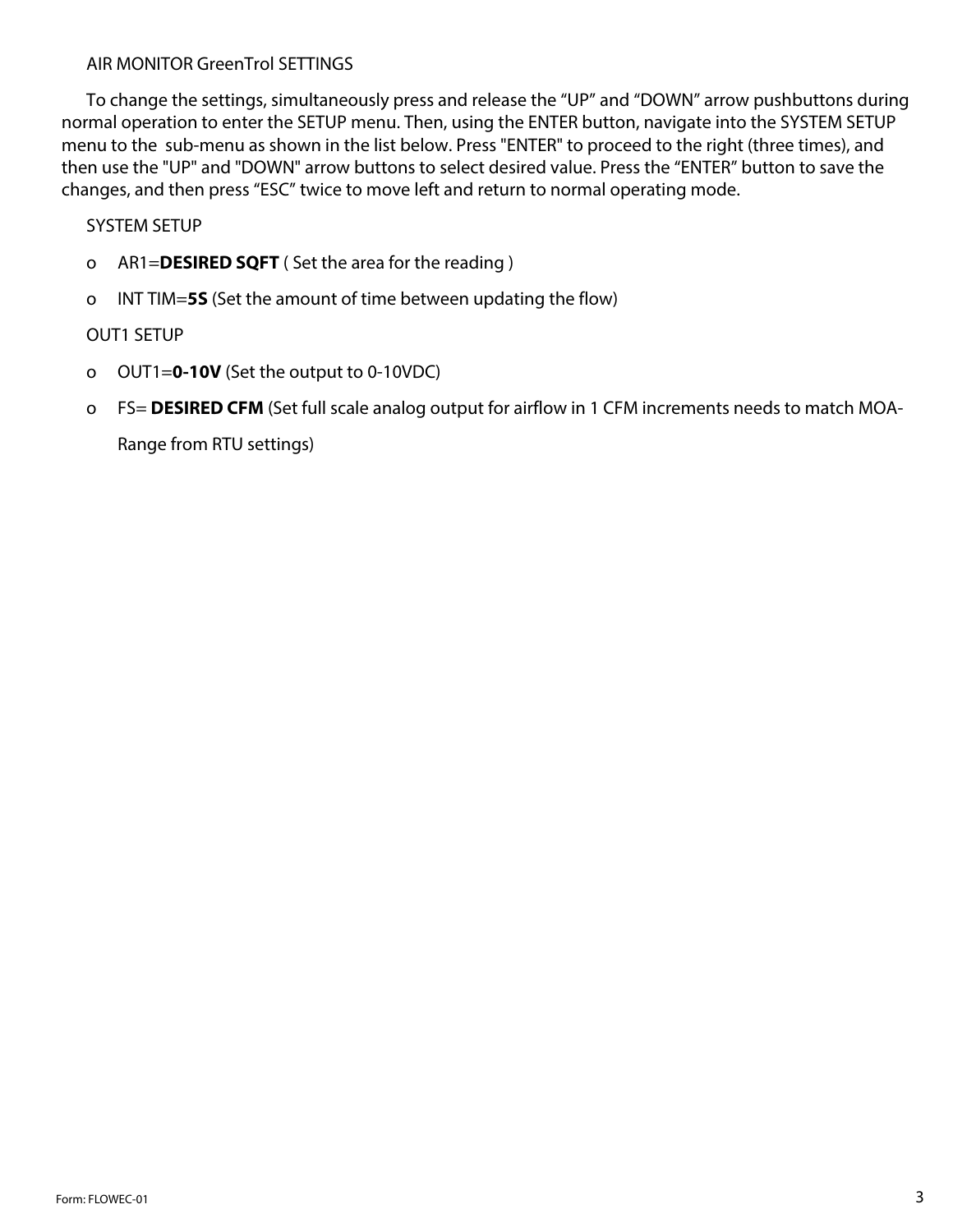AIR MONITOR GreenTrol SETTINGS

To change the settings, simultaneously press and release the "UP" and "DOWN" arrow pushbuttons during normal operation to enter the SETUP menu. Then, using the ENTER button, navigate into the SYSTEM SETUP menu to the sub-menu as shown in the list below. Press "ENTER" to proceed to the right (three times), and then use the "UP" and "DOWN" arrow buttons to select desired value. Press the "ENTER" button to save the changes, and then press "ESC" twice to move left and return to normal operating mode.

SYSTEM SETUP

- AR1=**DESIRED SQFT** ( Set the area for the reading )
- INT TIM=**5S** (Set the amount of time between updating the flow)

OUT1 SETUP

- OUT1=**0-10V** (Set the output to 0-10VDC)
- FS= **DESIRED CFM** (Set full scale analog output for airflow in 1 CFM increments needs to match MOA-Range from RTU settings)